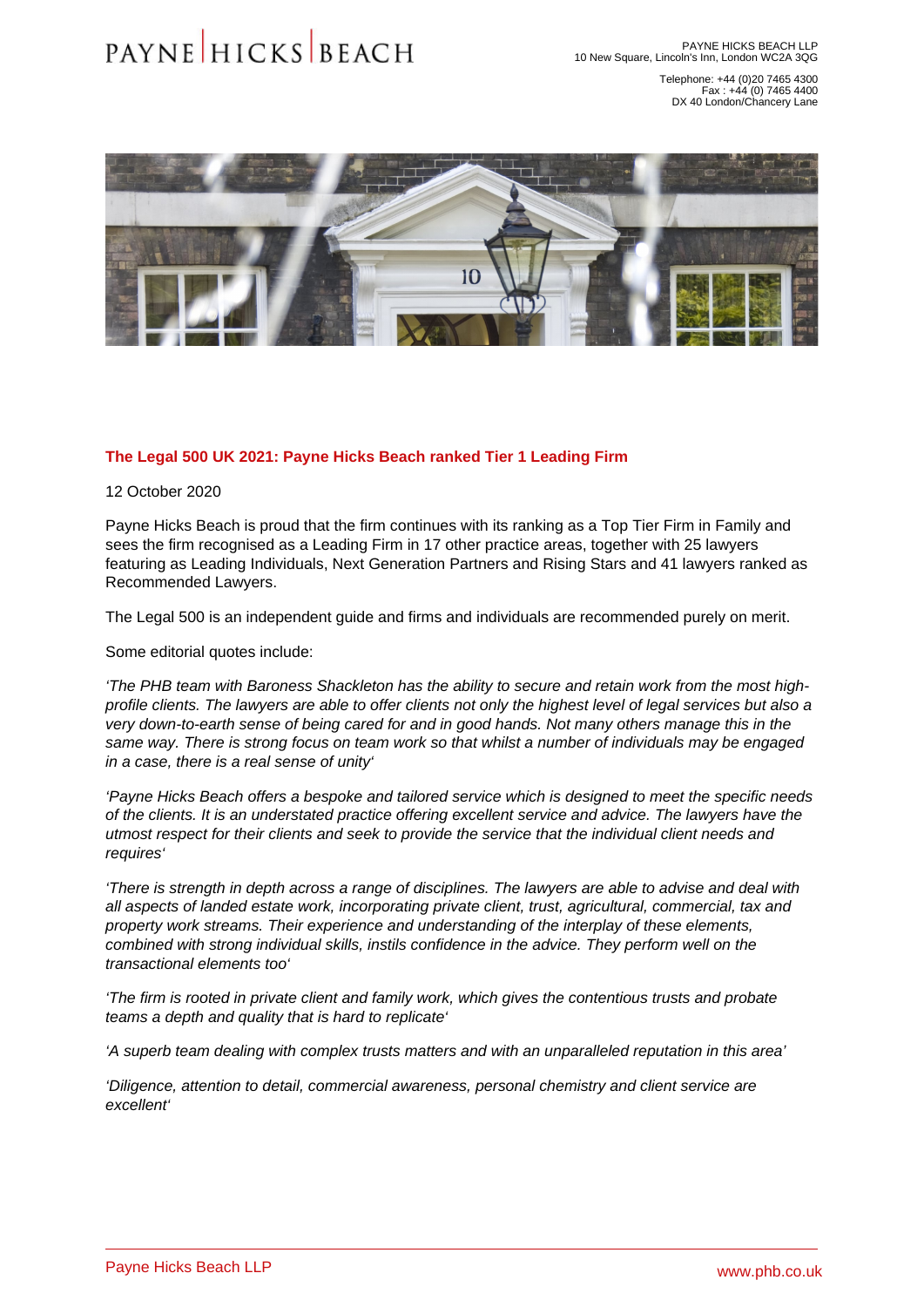# The Legal 500 UK 2021: Payne Hicks Beach ranked Tier 1 Leading Firm

12 October 2020

Payne Hicks Beach is proud that the firm continues with its ranking as a Top Tier Firm in Family and sees the firm recognised as a Leading Firm in 17 other practice areas, together with 25 lawyers featuring as Leading Individuals, Next Generation Partners and Rising Stars and 41 lawyers ranked as Recommended Lawyers.

The Legal 500 is an independent guide and firms and individuals are recommended purely on merit.

Some editorial quotes include:

*'The PHB team with Baroness Shackleton has the ability to secure and retain work from the most high-profile clients. The lawyers are able to offer clients not only the highest level of legal services but also a very down-to-earth sense of being cared for and in good hands. Not many others manage this in the same way. There is strong focus on team work so that whilst a number of individuals may be engaged in a case, there is a real sense of unity'*

*'Payne Hicks Beach offers a bespoke and tailored service which is designed to meet the specific needs of the clients. It is an understated practice offering excellent service and advice. The lawyers have the utmost respect for their clients and seek to provide the service that the individual client needs and requires'*

*'There is strength in depth across a range of disciplines. The lawyers are able to advise and deal with all aspects of landed estate work, incorporating private client, trust, agricultural, commercial, tax and property work streams. Their experience and understanding of the interplay of these elements, combined with strong individual skills, instils confidence in the advice. They perform well on the transactional elements too'*

*'The firm is rooted in private client and family work, which gives the contentious trusts and probate teams a depth and quality that is hard to replicate'*

*'A superb team dealing with complex trusts matters and with an unparalleled reputation in this area'*

*'Diligence, attention to detail, commercial awareness, personal chemistry and client service are excellent'*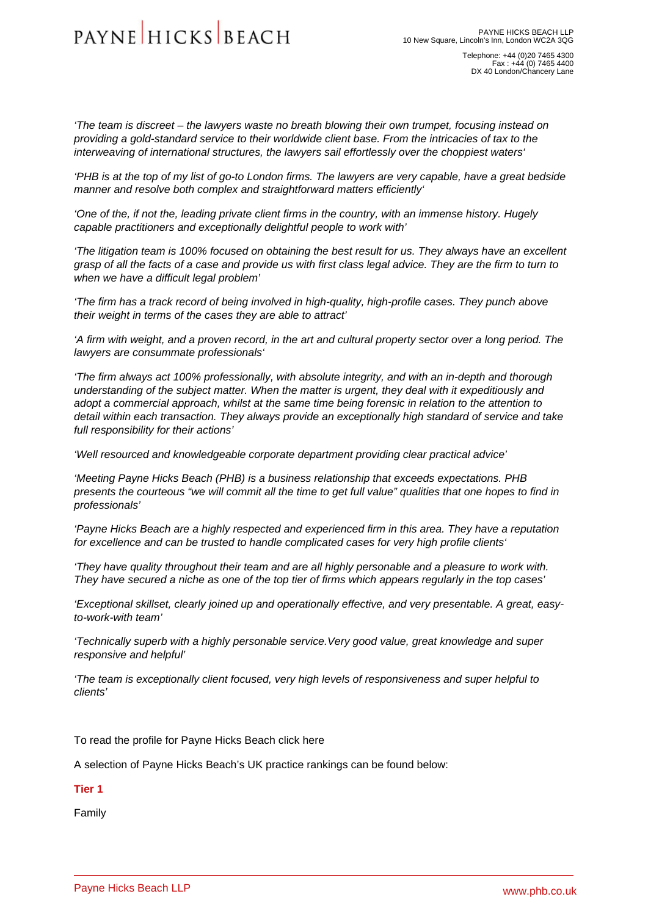*'The team is discreet – the lawyers waste no breath blowing their own trumpet, focusing instead on providing a gold-standard service to their worldwide client base. From the intricacies of tax to the interweaving of international structures, the lawyers sail effortlessly over the choppiest waters'*

*'PHB is at the top of my list of go-to London firms. The lawyers are very capable, have a great bedside manner and resolve both complex and straightforward matters efficiently'*

*'One of the, if not the, leading private client firms in the country, with an immense history. Hugely capable practitioners and exceptionally delightful people to work with'*

*'The litigation team is 100% focused on obtaining the best result for us. They always have an excellent grasp of all the facts of a case and provide us with first class legal advice. They are the firm to turn to when we have a difficult legal problem'*

*'The firm has a track record of being involved in high-quality, high-profile cases. They punch above their weight in terms of the cases they are able to attract'*

*'A firm with weight, and a proven record, in the art and cultural property sector over a long period. The lawyers are consummate professionals'*

*'The firm always act 100% professionally, with absolute integrity, and with an in-depth and thorough understanding of the subject matter. When the matter is urgent, they deal with it expeditiously and adopt a commercial approach, whilst at the same time being forensic in relation to the attention to detail within each transaction. They always provide an exceptionally high standard of service and take full responsibility for their actions'*

*'Well resourced and knowledgeable corporate department providing clear practical advice'*

*'Meeting Payne Hicks Beach (PHB) is a business relationship that exceeds expectations. PHB presents the courteous "we will commit all the time to get full value" qualities that one hopes to find in professionals'*

*'Payne Hicks Beach are a highly respected and experienced firm in this area. They have a reputation for excellence and can be trusted to handle complicated cases for very high profile clients'*

*'They have quality throughout their team and are all highly personable and a pleasure to work with. They have secured a niche as one of the top tier of firms which appears regularly in the top cases'*

*'Exceptional skillset, clearly joined up and operationally effective, and very presentable. A great, easy-to-work-with team'*

*'Technically superb with a highly personable service.Very good value, great knowledge and super responsive and helpful'*

*'The team is exceptionally client focused, very high levels of responsiveness and super helpful to clients'*

To read the profile for Payne Hicks Beach click here

A selection of Payne Hicks Beach's UK practice rankings can be found below:

**Tier 1**

Family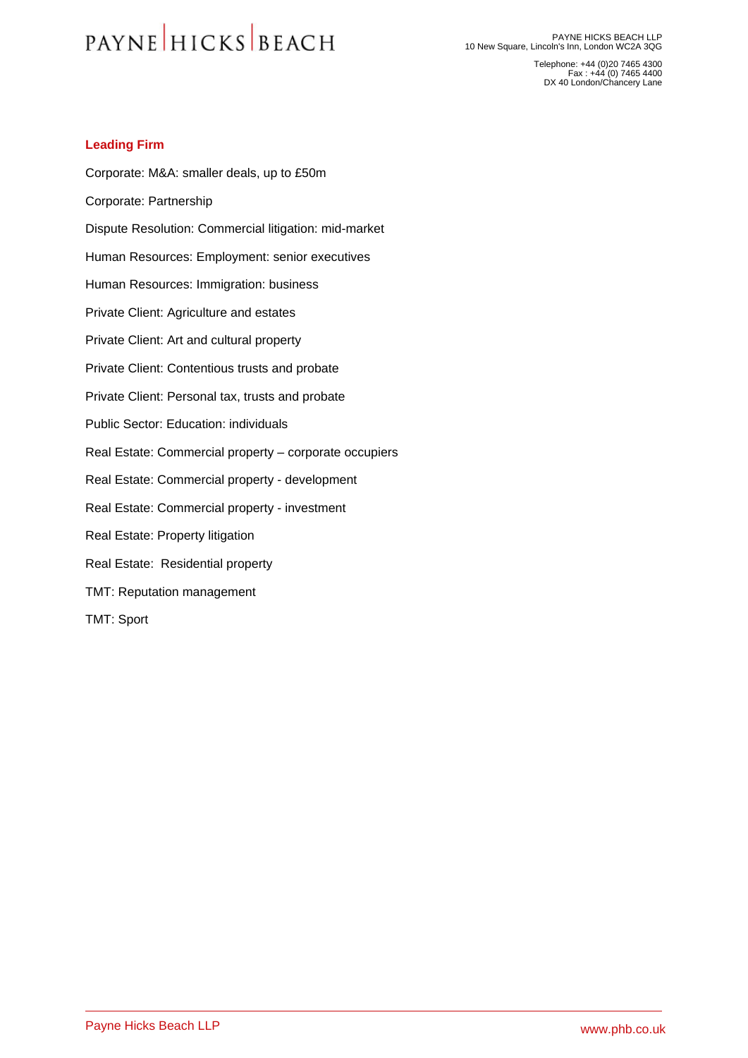**Leading Firm**

Corporate: M&A: smaller deals, up to £50m

Corporate: Partnership

Dispute Resolution: Commercial litigation: mid-market

Human Resources: Employment: senior executives

Human Resources: Immigration: business

Private Client: Agriculture and estates

Private Client: Art and cultural property

Private Client: Contentious trusts and probate

Private Client: Personal tax, trusts and probate

Public Sector: Education: individuals

Real Estate: Commercial property – corporate occupiers

Real Estate: Commercial property - development

Real Estate: Commercial property - investment

Real Estate: Property litigation

Real Estate:  Residential property

TMT: Reputation management

TMT: Sport